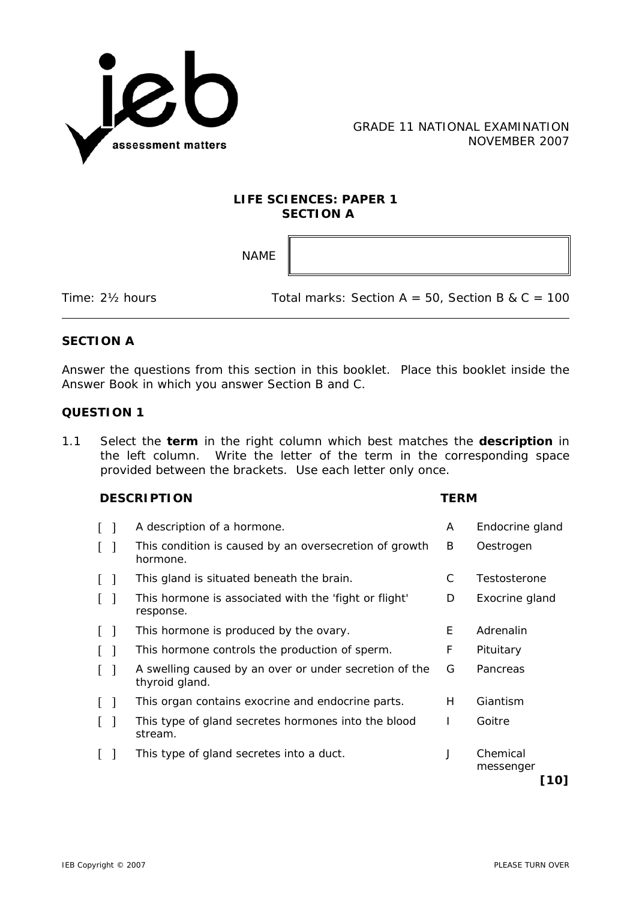GRADE 11 NATIONAL EXAMINATION
NOVEMBER 2007

**LIFE SCIENCES: PAPER 1**
**SECTION A**

NAME

Time: 2½ hours — Total marks: Section A = 50, Section B & C = 100

## SECTION A

Answer the questions from this section in this booklet. Place this booklet inside the Answer Book in which you answer Section B and C.

## QUESTION 1

1.1 Select the **term** in the right column which best matches the **description** in the left column. Write the letter of the term in the corresponding space provided between the brackets. Use each letter only once.

| | DESCRIPTION | | TERM |
|---|---|---|---|
| [ ] | A description of a hormone. | A | Endocrine gland |
| [ ] | This condition is caused by an oversecretion of growth hormone. | B | Oestrogen |
| [ ] | This gland is situated beneath the brain. | C | Testosterone |
| [ ] | This hormone is associated with the 'fight or flight' response. | D | Exocrine gland |
| [ ] | This hormone is produced by the ovary. | E | Adrenalin |
| [ ] | This hormone controls the production of sperm. | F | Pituitary |
| [ ] | A swelling caused by an over or under secretion of the thyroid gland. | G | Pancreas |
| [ ] | This organ contains exocrine and endocrine parts. | H | Giantism |
| [ ] | This type of gland secretes hormones into the blood stream. | I | Goitre |
| [ ] | This type of gland secretes into a duct. | J | Chemical messenger |

**[10]**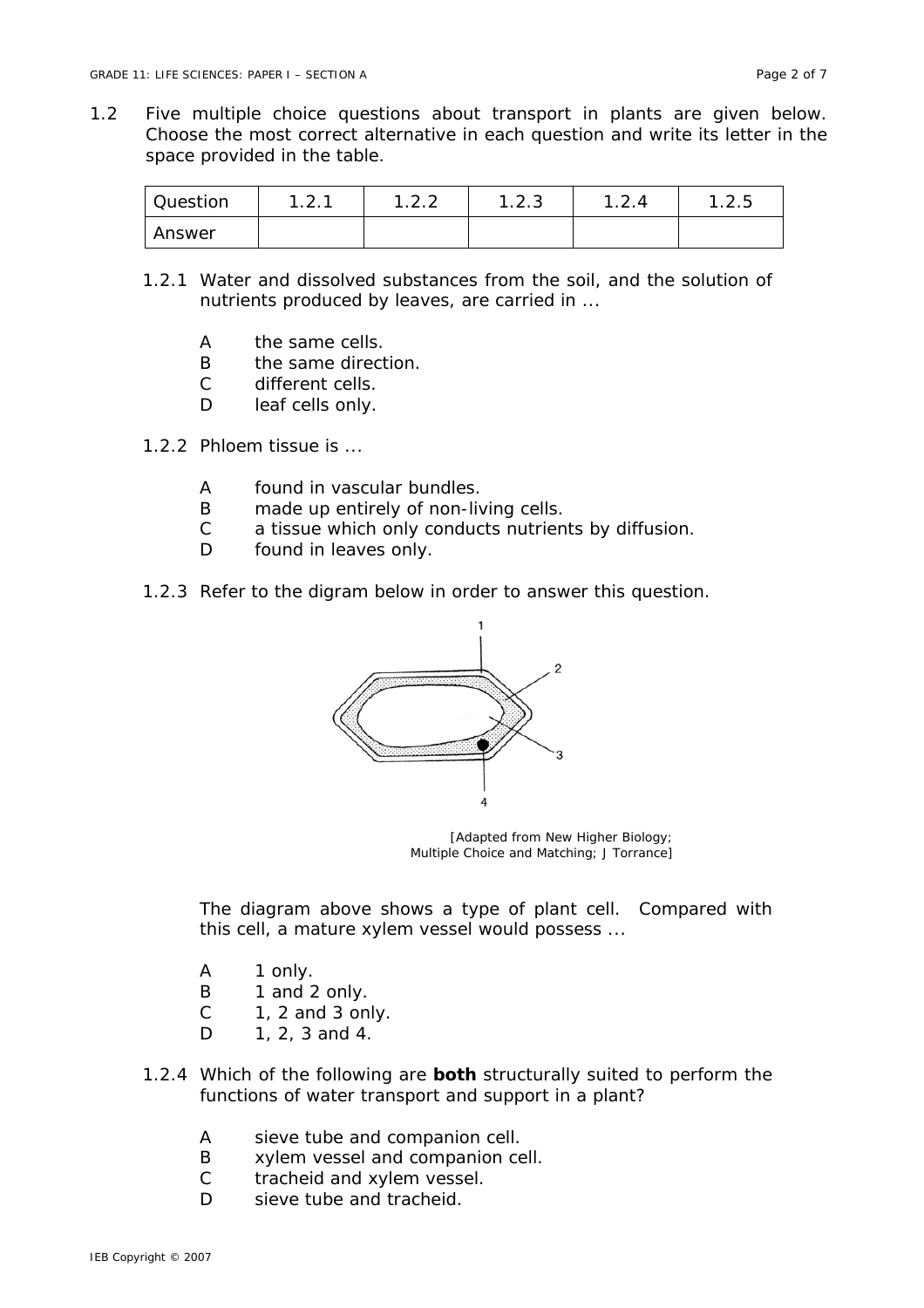1.2 Five multiple choice questions about transport in plants are given below. Choose the most correct alternative in each question and write its letter in the space provided in the table.

| Question | 1.2.1 | 1.2.2 | 1.2.3 | 1.2.4 | 1.2.5 |
|---|---|---|---|---|---|
| Answer | | | | | |

1.2.1 Water and dissolved substances from the soil, and the solution of nutrients produced by leaves, are carried in ...

- A the same cells.
- B the same direction.
- C different cells.
- D leaf cells only.

1.2.2 Phloem tissue is ...

- A found in vascular bundles.
- B made up entirely of non-living cells.
- C a tissue which only conducts nutrients by diffusion.
- D found in leaves only.

1.2.3 Refer to the digram below in order to answer this question.

[Adapted from New Higher Biology; Multiple Choice and Matching; J Torrance]

The diagram above shows a type of plant cell. Compared with this cell, a mature xylem vessel would possess ...

- A 1 only.
- B 1 and 2 only.
- C 1, 2 and 3 only.
- D 1, 2, 3 and 4.

1.2.4 Which of the following are **both** structurally suited to perform the functions of water transport and support in a plant?

- A sieve tube and companion cell.
- B xylem vessel and companion cell.
- C tracheid and xylem vessel.
- D sieve tube and tracheid.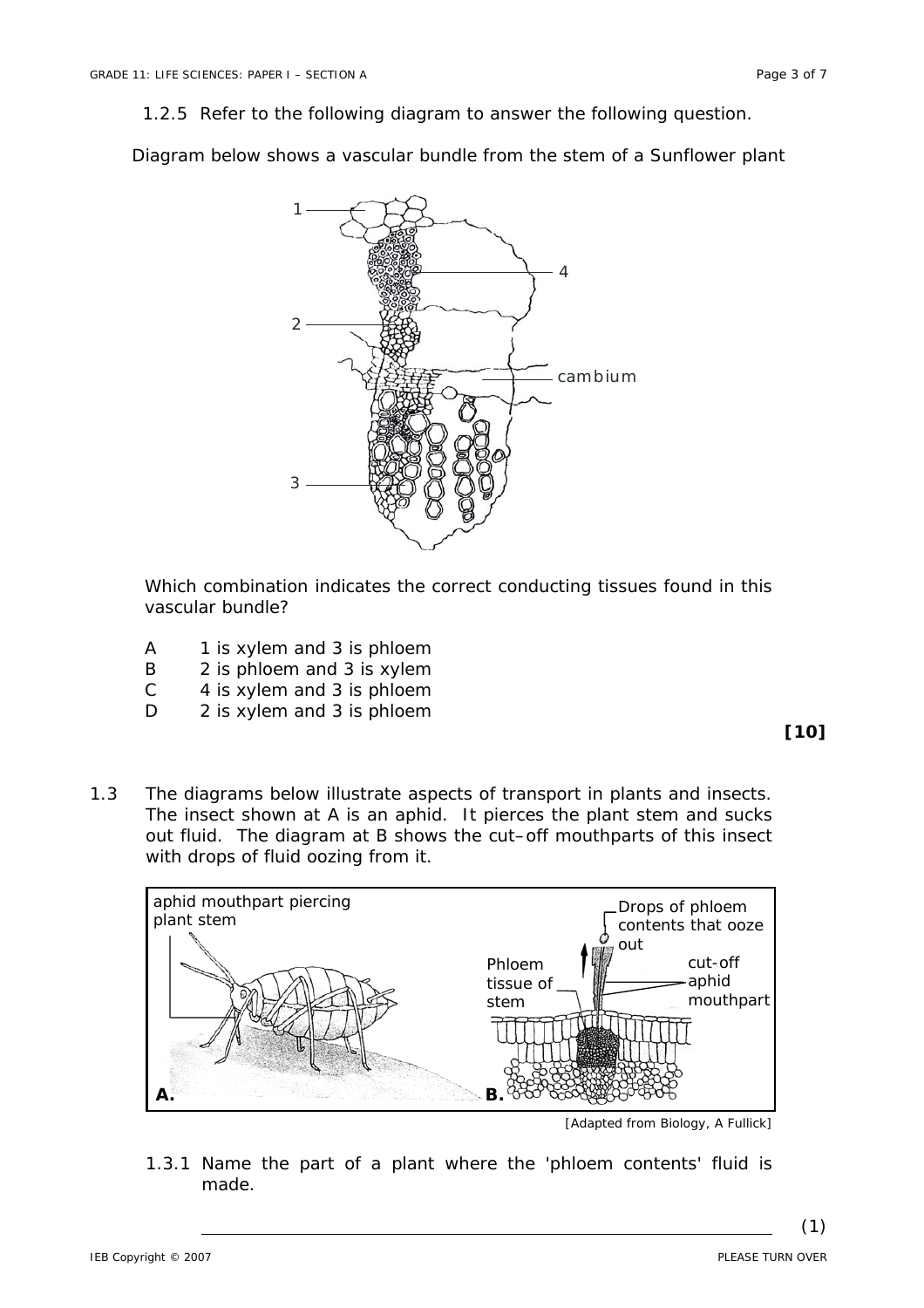1.2.5 Refer to the following diagram to answer the following question.

Diagram below shows a vascular bundle from the stem of a Sunflower plant

Which combination indicates the correct conducting tissues found in this vascular bundle?

A 1 is xylem and 3 is phloem
B 2 is phloem and 3 is xylem
C 4 is xylem and 3 is phloem
D 2 is xylem and 3 is phloem

**[10]**

1.3 The diagrams below illustrate aspects of transport in plants and insects. The insect shown at A is an aphid. It pierces the plant stem and sucks out fluid. The diagram at B shows the cut–off mouthparts of this insect with drops of fluid oozing from it.

[Adapted from Biology, A Fullick]

1.3.1 Name the part of a plant where the 'phloem contents' fluid is made.

_______________________________________________ (1)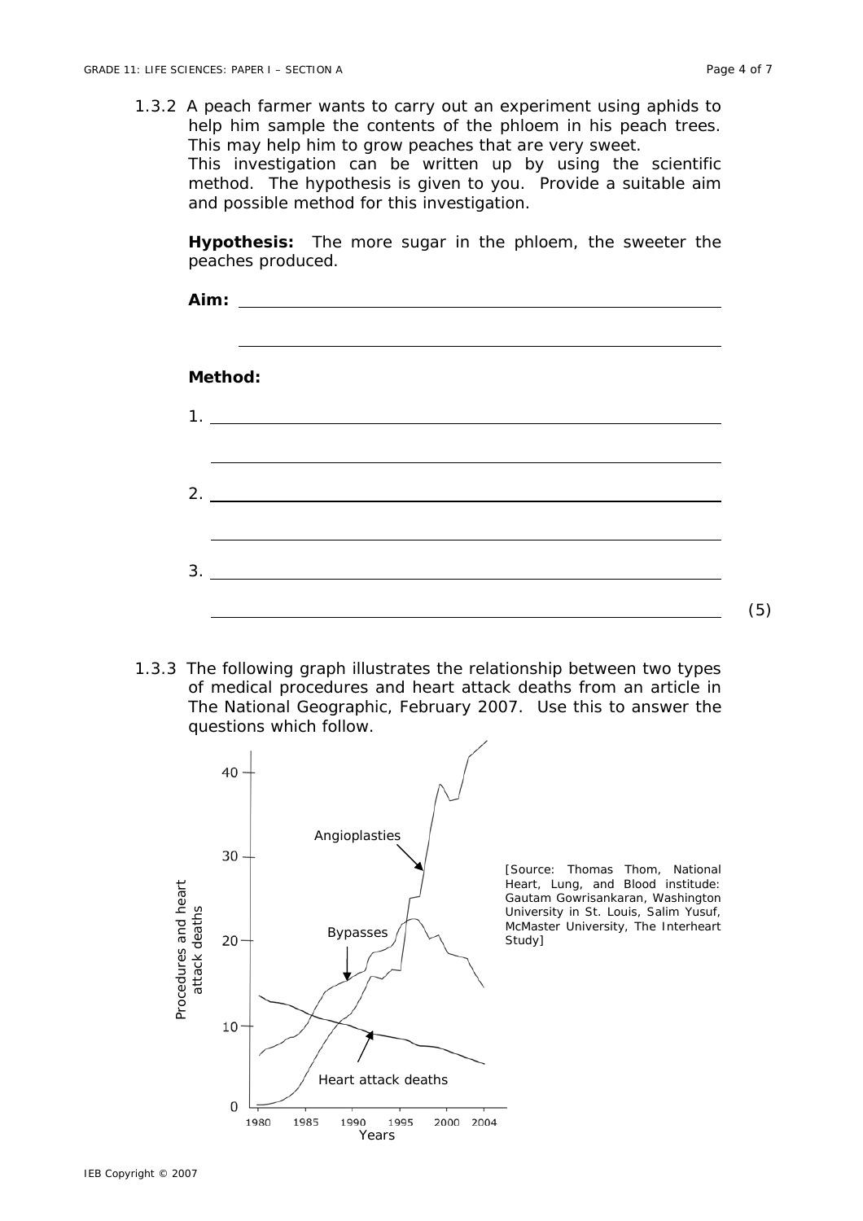1.3.2 A peach farmer wants to carry out an experiment using aphids to help him sample the contents of the phloem in his peach trees. This may help him to grow peaches that are very sweet.
This investigation can be written up by using the scientific method. The hypothesis is given to you. Provide a suitable aim and possible method for this investigation.

**Hypothesis:** The more sugar in the phloem, the sweeter the peaches produced.

**Aim:** ______________________________________________

______________________________________________

**Method:**

1. ______________________________________________

______________________________________________

2. ______________________________________________

______________________________________________

3. ______________________________________________

______________________________________________ (5)

1.3.3 The following graph illustrates the relationship between two types of medical procedures and heart attack deaths from an article in The National Geographic, February 2007. Use this to answer the questions which follow.

[Source: Thomas Thom, National Heart, Lung, and Blood institude: Gautam Gowrisankaran, Washington University in St. Louis, Salim Yusuf, McMaster University, The Interheart Study]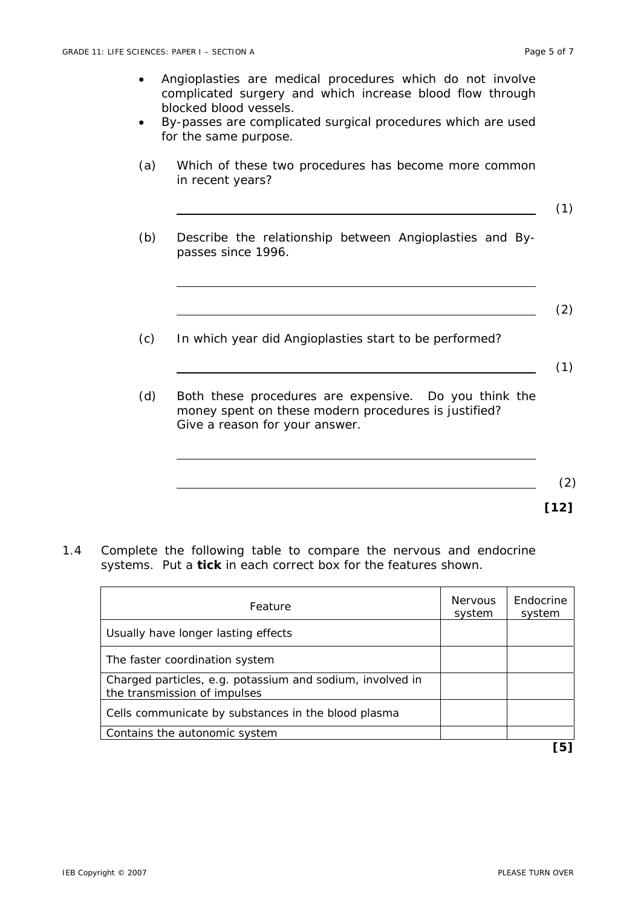- Angioplasties are medical procedures which do not involve complicated surgery and which increase blood flow through blocked blood vessels.
- By-passes are complicated surgical procedures which are used for the same purpose.

(a) Which of these two procedures has become more common in recent years?

\_\_\_\_\_\_\_\_\_\_\_\_\_\_\_\_\_\_\_\_\_\_\_\_\_\_\_\_\_\_\_\_\_\_\_\_\_\_\_\_ (1)

(b) Describe the relationship between Angioplasties and By-passes since 1996.

\_\_\_\_\_\_\_\_\_\_\_\_\_\_\_\_\_\_\_\_\_\_\_\_\_\_\_\_\_\_\_\_\_\_\_\_\_\_\_\_

\_\_\_\_\_\_\_\_\_\_\_\_\_\_\_\_\_\_\_\_\_\_\_\_\_\_\_\_\_\_\_\_\_\_\_\_\_\_\_\_ (2)

(c) In which year did Angioplasties start to be performed?

\_\_\_\_\_\_\_\_\_\_\_\_\_\_\_\_\_\_\_\_\_\_\_\_\_\_\_\_\_\_\_\_\_\_\_\_\_\_\_\_ (1)

(d) Both these procedures are expensive. Do you think the money spent on these modern procedures is justified? Give a reason for your answer.

\_\_\_\_\_\_\_\_\_\_\_\_\_\_\_\_\_\_\_\_\_\_\_\_\_\_\_\_\_\_\_\_\_\_\_\_\_\_\_\_

\_\_\_\_\_\_\_\_\_\_\_\_\_\_\_\_\_\_\_\_\_\_\_\_\_\_\_\_\_\_\_\_\_\_\_\_\_\_\_\_ (2)

**[12]**

1.4 Complete the following table to compare the nervous and endocrine systems. Put a **tick** in each correct box for the features shown.

| Feature | Nervous system | Endocrine system |
|---|---|---|
| Usually have longer lasting effects | | |
| The faster coordination system | | |
| Charged particles, e.g. potassium and sodium, involved in the transmission of impulses | | |
| Cells communicate by substances in the blood plasma | | |
| Contains the autonomic system | | |

**[5]**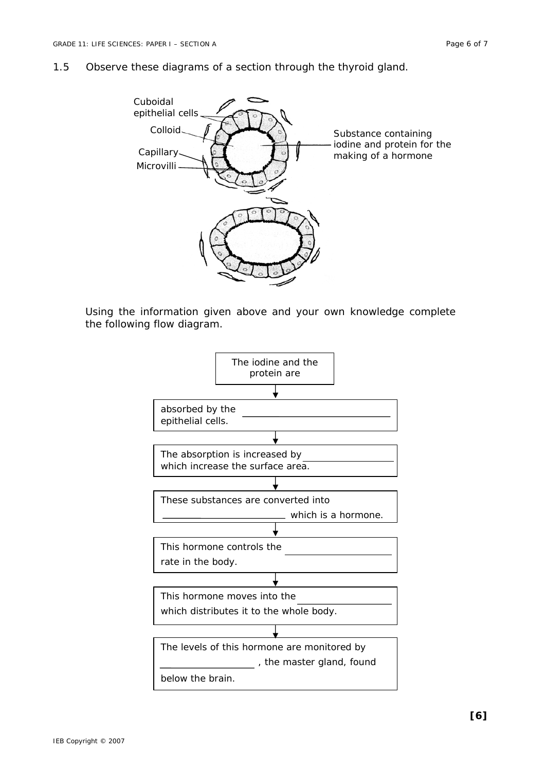1.5 Observe these diagrams of a section through the thyroid gland.

Cuboidal epithelial cells

Colloid

Capillary

Microvilli

Substance containing iodine and protein for the making of a hormone

Using the information given above and your own knowledge complete the following flow diagram.

The iodine and the protein are

↓

absorbed by the ____________________ epithelial cells.

↓

The absorption is increased by ______________ which increase the surface area.

↓

These substances are converted into ____________________ which is a hormone.

↓

This hormone controls the ________________ rate in the body.

↓

This hormone moves into the ______________ which distributes it to the whole body.

↓

The levels of this hormone are monitored by ______________ , the master gland, found below the brain.

**[6]**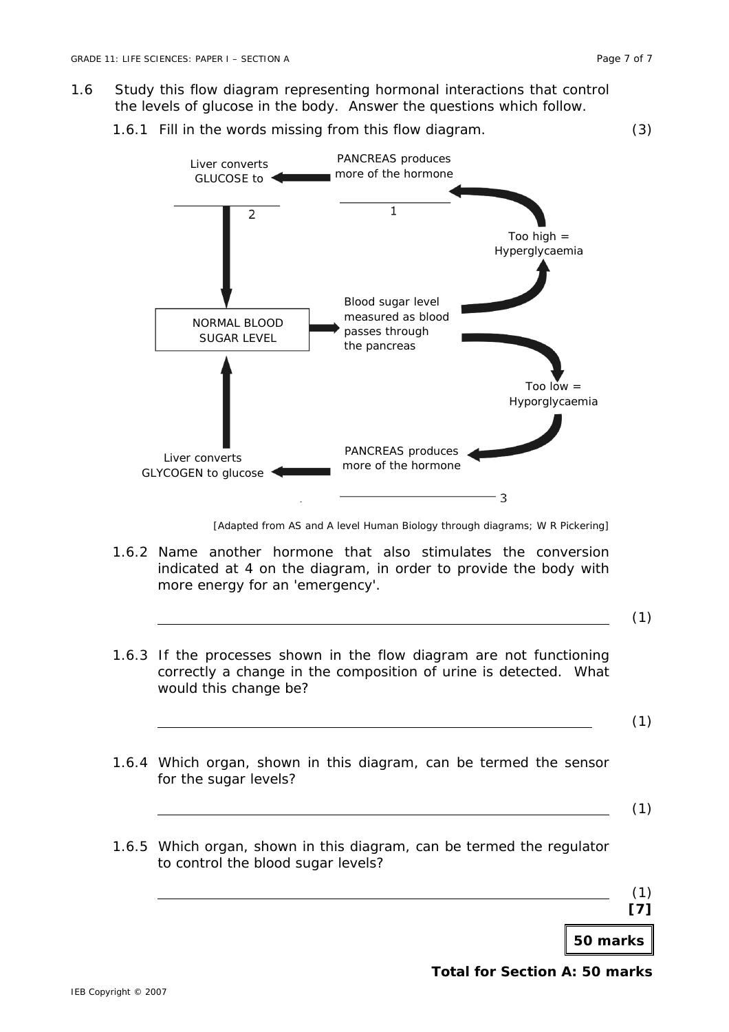1.6 Study this flow diagram representing hormonal interactions that control the levels of glucose in the body. Answer the questions which follow.

1.6.1 Fill in the words missing from this flow diagram. (3)

Liver converts GLUCOSE to

\_\_\_\_\_\_\_\_\_\_ 2

PANCREAS produces more of the hormone

\_\_\_\_\_\_\_\_\_\_ 1

Too high = Hyperglycaemia

NORMAL BLOOD SUGAR LEVEL

Blood sugar level measured as blood passes through the pancreas

Too low = Hyporglycaemia

Liver converts GLYCOGEN to glucose

PANCREAS produces more of the hormone

\_\_\_\_\_\_\_\_\_\_ 3

[Adapted from AS and A level Human Biology through diagrams; W R Pickering]

1.6.2 Name another hormone that also stimulates the conversion indicated at 4 on the diagram, in order to provide the body with more energy for an 'emergency'.

\_\_\_\_\_\_\_\_\_\_\_\_\_\_\_\_\_\_\_\_\_\_\_\_\_\_\_\_\_\_\_\_\_\_\_\_\_\_\_\_ (1)

1.6.3 If the processes shown in the flow diagram are not functioning correctly a change in the composition of urine is detected. What would this change be?

\_\_\_\_\_\_\_\_\_\_\_\_\_\_\_\_\_\_\_\_\_\_\_\_\_\_\_\_\_\_\_\_\_\_\_\_\_\_\_\_ (1)

1.6.4 Which organ, shown in this diagram, can be termed the sensor for the sugar levels?

\_\_\_\_\_\_\_\_\_\_\_\_\_\_\_\_\_\_\_\_\_\_\_\_\_\_\_\_\_\_\_\_\_\_\_\_\_\_\_\_ (1)

1.6.5 Which organ, shown in this diagram, can be termed the regulator to control the blood sugar levels?

\_\_\_\_\_\_\_\_\_\_\_\_\_\_\_\_\_\_\_\_\_\_\_\_\_\_\_\_\_\_\_\_\_\_\_\_\_\_\_\_ (1)

**[7]**

**50 marks**

**Total for Section A: 50 marks**